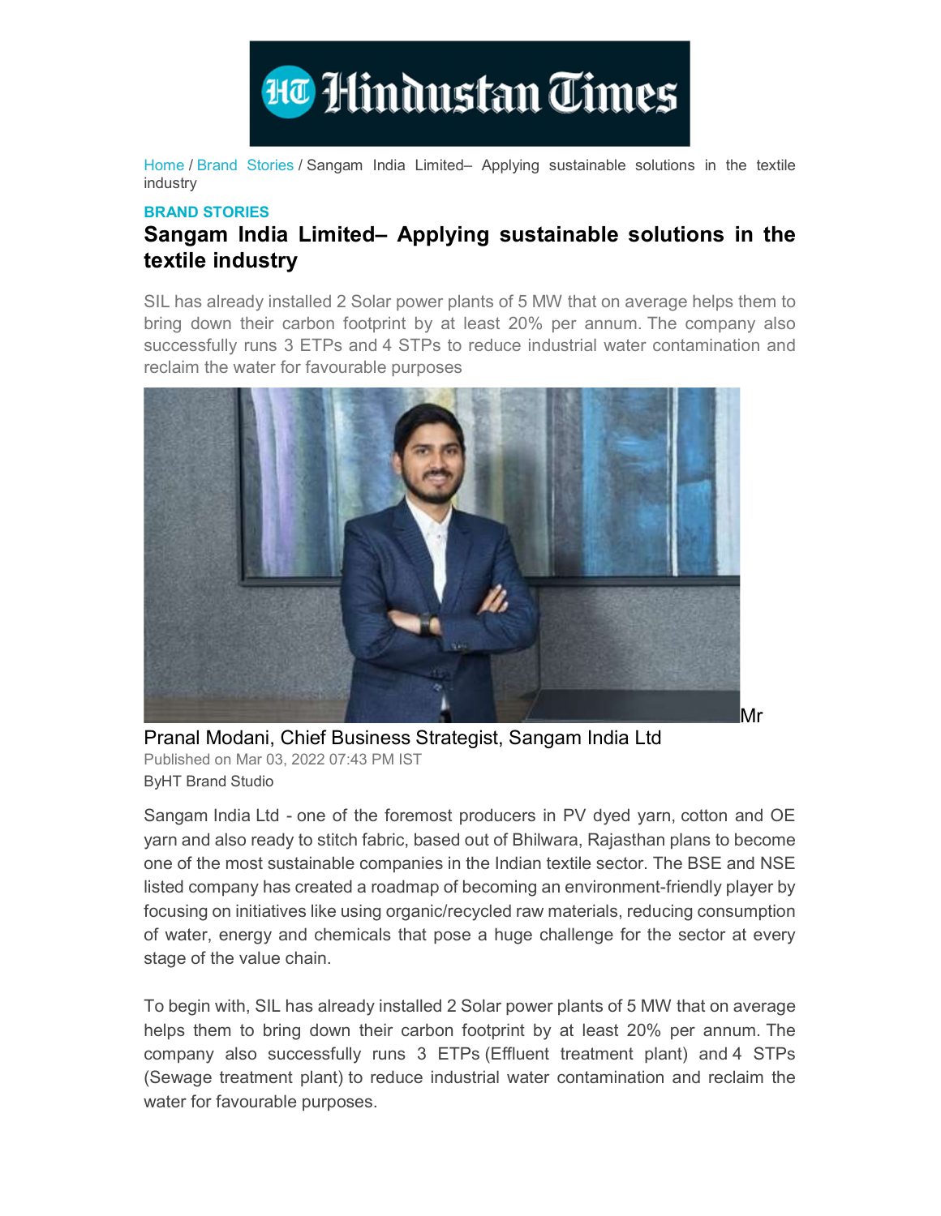Hindustan Times

Home / Brand Stories / Sangam India Limited– Applying sustainable solutions in the textile industry

**BRAND STORIES**

# Sangam India Limited– Applying sustainable solutions in the textile industry

SIL has already installed 2 Solar power plants of 5 MW that on average helps them to bring down their carbon footprint by at least 20% per annum. The company also successfully runs 3 ETPs and 4 STPs to reduce industrial water contamination and reclaim the water for favourable purposes

Mr Pranal Modani, Chief Business Strategist, Sangam India Ltd

Published on Mar 03, 2022 07:43 PM IST

ByHT Brand Studio

Sangam India Ltd - one of the foremost producers in PV dyed yarn, cotton and OE yarn and also ready to stitch fabric, based out of Bhilwara, Rajasthan plans to become one of the most sustainable companies in the Indian textile sector. The BSE and NSE listed company has created a roadmap of becoming an environment-friendly player by focusing on initiatives like using organic/recycled raw materials, reducing consumption of water, energy and chemicals that pose a huge challenge for the sector at every stage of the value chain.

To begin with, SIL has already installed 2 Solar power plants of 5 MW that on average helps them to bring down their carbon footprint by at least 20% per annum. The company also successfully runs 3 ETPs (Effluent treatment plant) and 4 STPs (Sewage treatment plant) to reduce industrial water contamination and reclaim the water for favourable purposes.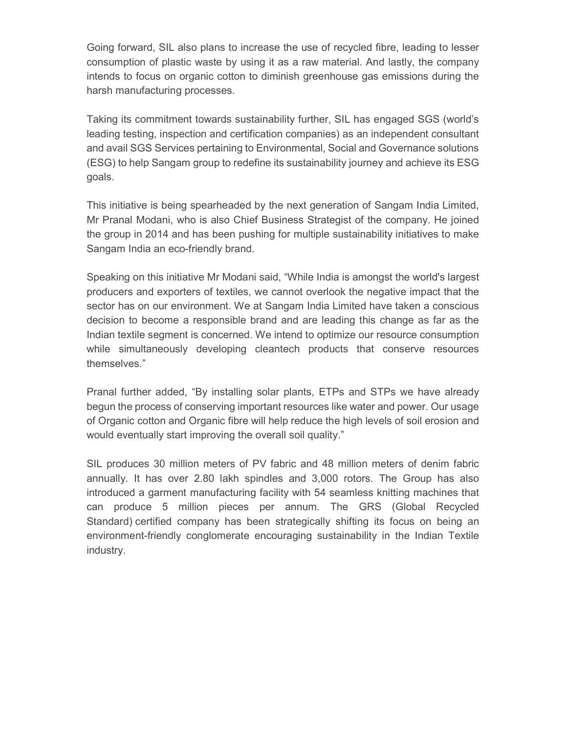Going forward, SIL also plans to increase the use of recycled fibre, leading to lesser consumption of plastic waste by using it as a raw material. And lastly, the company intends to focus on organic cotton to diminish greenhouse gas emissions during the harsh manufacturing processes.

Taking its commitment towards sustainability further, SIL has engaged SGS (world's leading testing, inspection and certification companies) as an independent consultant and avail SGS Services pertaining to Environmental, Social and Governance solutions (ESG) to help Sangam group to redefine its sustainability journey and achieve its ESG goals.

This initiative is being spearheaded by the next generation of Sangam India Limited, Mr Pranal Modani, who is also Chief Business Strategist of the company. He joined the group in 2014 and has been pushing for multiple sustainability initiatives to make Sangam India an eco-friendly brand.

Speaking on this initiative Mr Modani said, "While India is amongst the world's largest producers and exporters of textiles, we cannot overlook the negative impact that the sector has on our environment. We at Sangam India Limited have taken a conscious decision to become a responsible brand and are leading this change as far as the Indian textile segment is concerned. We intend to optimize our resource consumption while simultaneously developing cleantech products that conserve resources themselves."

Pranal further added, "By installing solar plants, ETPs and STPs we have already begun the process of conserving important resources like water and power. Our usage of Organic cotton and Organic fibre will help reduce the high levels of soil erosion and would eventually start improving the overall soil quality."

SIL produces 30 million meters of PV fabric and 48 million meters of denim fabric annually. It has over 2.80 lakh spindles and 3,000 rotors. The Group has also introduced a garment manufacturing facility with 54 seamless knitting machines that can produce 5 million pieces per annum. The GRS (Global Recycled Standard) certified company has been strategically shifting its focus on being an environment-friendly conglomerate encouraging sustainability in the Indian Textile industry.